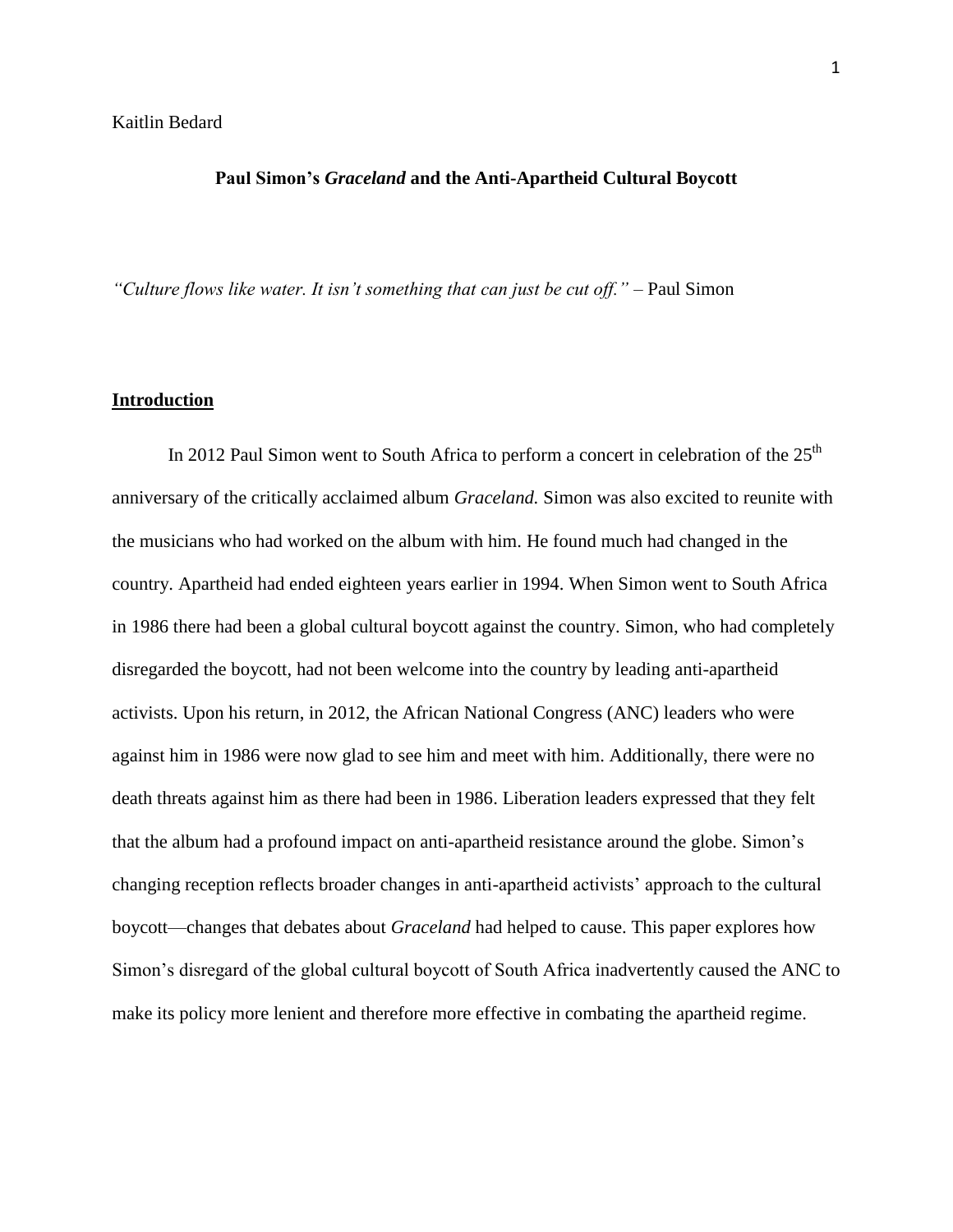Kaitlin Bedard

# Paul Simon's *Graceland* and the Anti-Apartheid Cultural Boycott

*"Culture flows like water. It isn't something that can just be cut off."* – Paul Simon

## Introduction

In 2012 Paul Simon went to South Africa to perform a concert in celebration of the 25th anniversary of the critically acclaimed album *Graceland.* Simon was also excited to reunite with the musicians who had worked on the album with him. He found much had changed in the country. Apartheid had ended eighteen years earlier in 1994. When Simon went to South Africa in 1986 there had been a global cultural boycott against the country. Simon, who had completely disregarded the boycott, had not been welcome into the country by leading anti-apartheid activists. Upon his return, in 2012, the African National Congress (ANC) leaders who were against him in 1986 were now glad to see him and meet with him. Additionally, there were no death threats against him as there had been in 1986. Liberation leaders expressed that they felt that the album had a profound impact on anti-apartheid resistance around the globe. Simon's changing reception reflects broader changes in anti-apartheid activists' approach to the cultural boycott—changes that debates about *Graceland* had helped to cause. This paper explores how Simon's disregard of the global cultural boycott of South Africa inadvertently caused the ANC to make its policy more lenient and therefore more effective in combating the apartheid regime.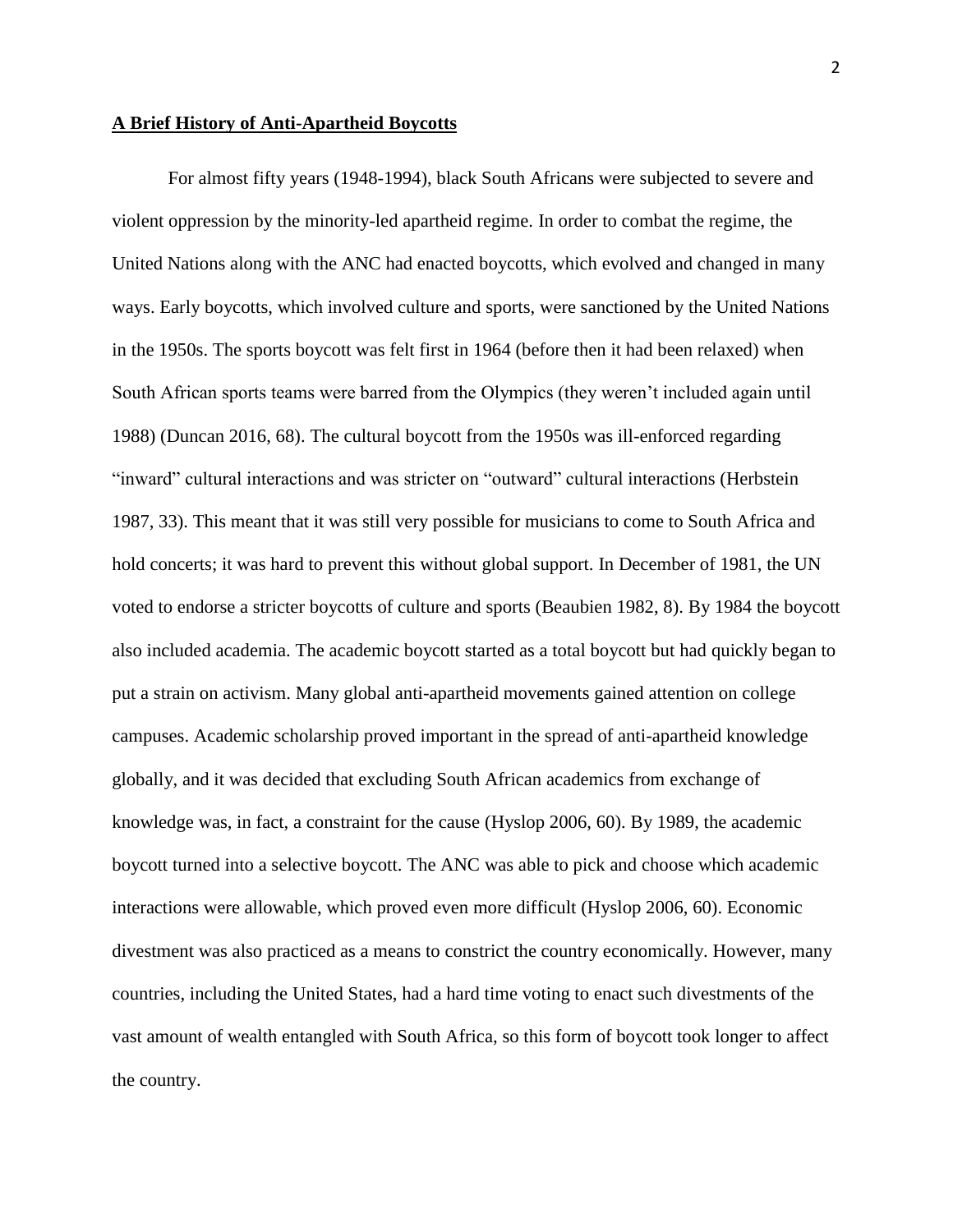**A Brief History of Anti-Apartheid Boycotts**

For almost fifty years (1948-1994), black South Africans were subjected to severe and violent oppression by the minority-led apartheid regime. In order to combat the regime, the United Nations along with the ANC had enacted boycotts, which evolved and changed in many ways. Early boycotts, which involved culture and sports, were sanctioned by the United Nations in the 1950s. The sports boycott was felt first in 1964 (before then it had been relaxed) when South African sports teams were barred from the Olympics (they weren't included again until 1988) (Duncan 2016, 68). The cultural boycott from the 1950s was ill-enforced regarding "inward" cultural interactions and was stricter on "outward" cultural interactions (Herbstein 1987, 33). This meant that it was still very possible for musicians to come to South Africa and hold concerts; it was hard to prevent this without global support. In December of 1981, the UN voted to endorse a stricter boycotts of culture and sports (Beaubien 1982, 8). By 1984 the boycott also included academia. The academic boycott started as a total boycott but had quickly began to put a strain on activism. Many global anti-apartheid movements gained attention on college campuses. Academic scholarship proved important in the spread of anti-apartheid knowledge globally, and it was decided that excluding South African academics from exchange of knowledge was, in fact, a constraint for the cause (Hyslop 2006, 60). By 1989, the academic boycott turned into a selective boycott. The ANC was able to pick and choose which academic interactions were allowable, which proved even more difficult (Hyslop 2006, 60). Economic divestment was also practiced as a means to constrict the country economically. However, many countries, including the United States, had a hard time voting to enact such divestments of the vast amount of wealth entangled with South Africa, so this form of boycott took longer to affect the country.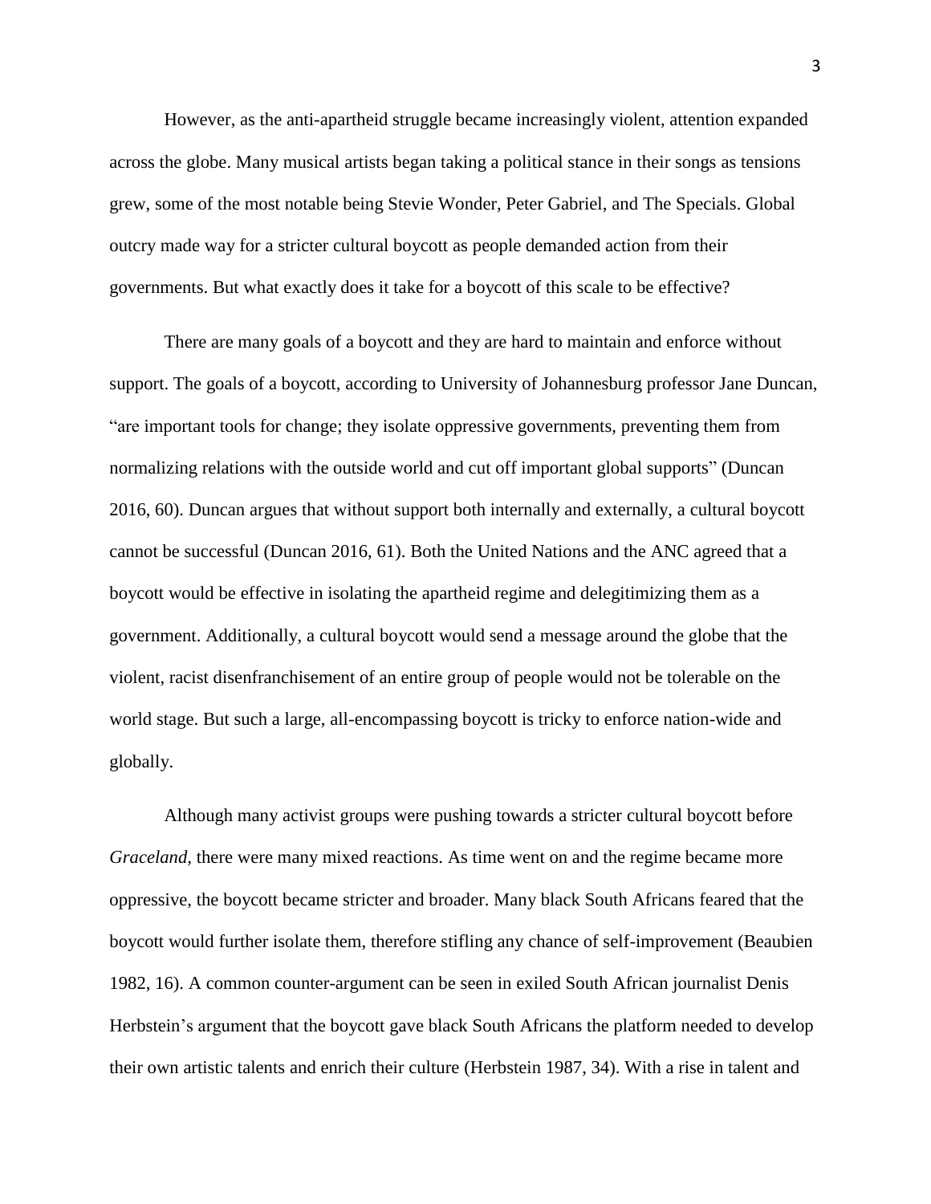However, as the anti-apartheid struggle became increasingly violent, attention expanded across the globe. Many musical artists began taking a political stance in their songs as tensions grew, some of the most notable being Stevie Wonder, Peter Gabriel, and The Specials. Global outcry made way for a stricter cultural boycott as people demanded action from their governments. But what exactly does it take for a boycott of this scale to be effective?

There are many goals of a boycott and they are hard to maintain and enforce without support. The goals of a boycott, according to University of Johannesburg professor Jane Duncan, "are important tools for change; they isolate oppressive governments, preventing them from normalizing relations with the outside world and cut off important global supports" (Duncan 2016, 60). Duncan argues that without support both internally and externally, a cultural boycott cannot be successful (Duncan 2016, 61). Both the United Nations and the ANC agreed that a boycott would be effective in isolating the apartheid regime and delegitimizing them as a government. Additionally, a cultural boycott would send a message around the globe that the violent, racist disenfranchisement of an entire group of people would not be tolerable on the world stage. But such a large, all-encompassing boycott is tricky to enforce nation-wide and globally.

Although many activist groups were pushing towards a stricter cultural boycott before *Graceland*, there were many mixed reactions. As time went on and the regime became more oppressive, the boycott became stricter and broader. Many black South Africans feared that the boycott would further isolate them, therefore stifling any chance of self-improvement (Beaubien 1982, 16). A common counter-argument can be seen in exiled South African journalist Denis Herbstein's argument that the boycott gave black South Africans the platform needed to develop their own artistic talents and enrich their culture (Herbstein 1987, 34). With a rise in talent and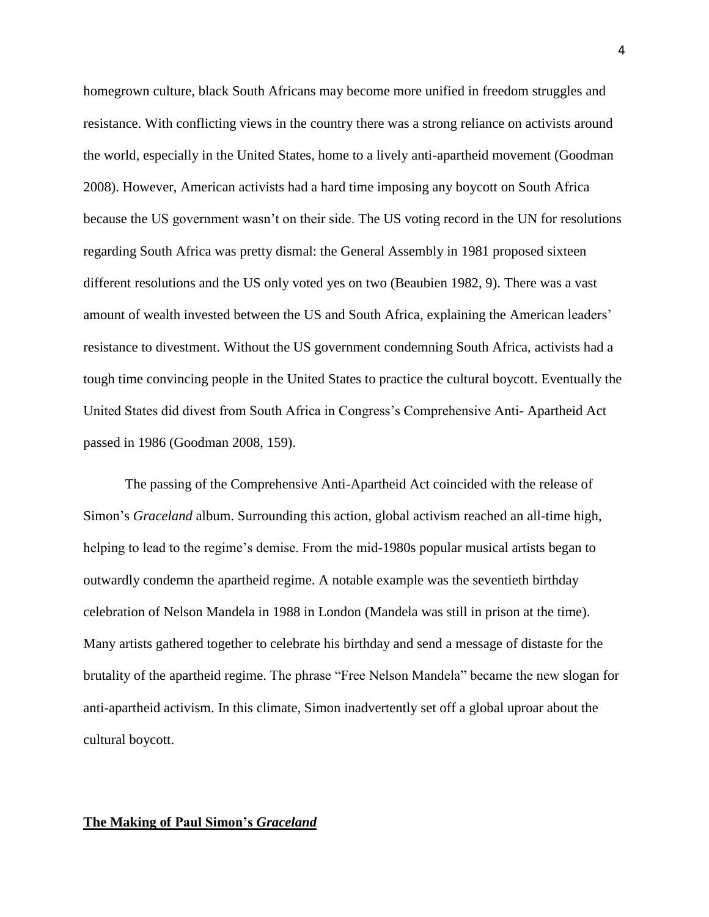homegrown culture, black South Africans may become more unified in freedom struggles and resistance. With conflicting views in the country there was a strong reliance on activists around the world, especially in the United States, home to a lively anti-apartheid movement (Goodman 2008). However, American activists had a hard time imposing any boycott on South Africa because the US government wasn't on their side. The US voting record in the UN for resolutions regarding South Africa was pretty dismal: the General Assembly in 1981 proposed sixteen different resolutions and the US only voted yes on two (Beaubien 1982, 9). There was a vast amount of wealth invested between the US and South Africa, explaining the American leaders' resistance to divestment. Without the US government condemning South Africa, activists had a tough time convincing people in the United States to practice the cultural boycott. Eventually the United States did divest from South Africa in Congress's Comprehensive Anti- Apartheid Act passed in 1986 (Goodman 2008, 159).

The passing of the Comprehensive Anti-Apartheid Act coincided with the release of Simon's *Graceland* album. Surrounding this action, global activism reached an all-time high, helping to lead to the regime's demise. From the mid-1980s popular musical artists began to outwardly condemn the apartheid regime. A notable example was the seventieth birthday celebration of Nelson Mandela in 1988 in London (Mandela was still in prison at the time). Many artists gathered together to celebrate his birthday and send a message of distaste for the brutality of the apartheid regime. The phrase "Free Nelson Mandela" became the new slogan for anti-apartheid activism. In this climate, Simon inadvertently set off a global uproar about the cultural boycott.

## **The Making of Paul Simon's *Graceland***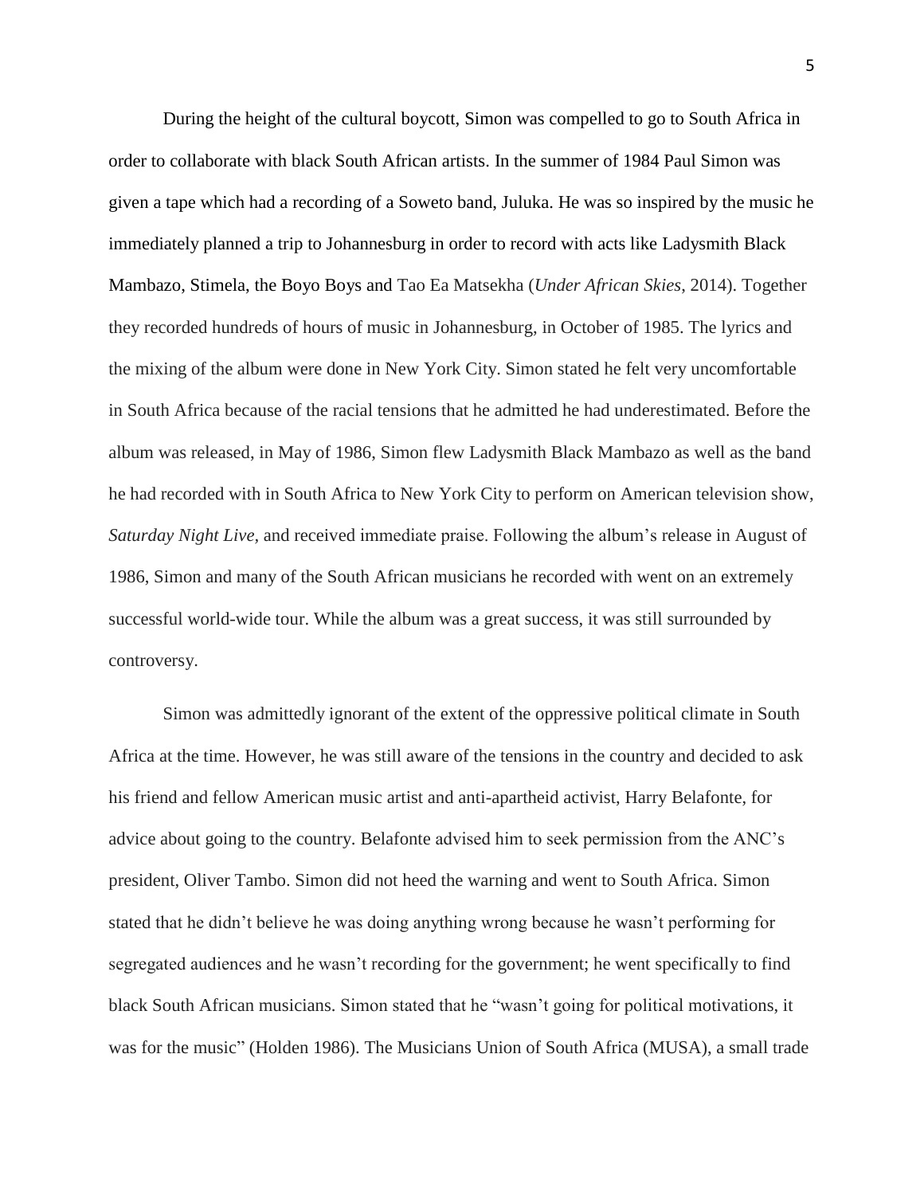During the height of the cultural boycott, Simon was compelled to go to South Africa in order to collaborate with black South African artists. In the summer of 1984 Paul Simon was given a tape which had a recording of a Soweto band, Juluka. He was so inspired by the music he immediately planned a trip to Johannesburg in order to record with acts like Ladysmith Black Mambazo, Stimela, the Boyo Boys and Tao Ea Matsekha (*Under African Skies*, 2014). Together they recorded hundreds of hours of music in Johannesburg, in October of 1985. The lyrics and the mixing of the album were done in New York City. Simon stated he felt very uncomfortable in South Africa because of the racial tensions that he admitted he had underestimated. Before the album was released, in May of 1986, Simon flew Ladysmith Black Mambazo as well as the band he had recorded with in South Africa to New York City to perform on American television show, *Saturday Night Live*, and received immediate praise. Following the album's release in August of 1986, Simon and many of the South African musicians he recorded with went on an extremely successful world-wide tour. While the album was a great success, it was still surrounded by controversy.

Simon was admittedly ignorant of the extent of the oppressive political climate in South Africa at the time. However, he was still aware of the tensions in the country and decided to ask his friend and fellow American music artist and anti-apartheid activist, Harry Belafonte, for advice about going to the country. Belafonte advised him to seek permission from the ANC's president, Oliver Tambo. Simon did not heed the warning and went to South Africa. Simon stated that he didn't believe he was doing anything wrong because he wasn't performing for segregated audiences and he wasn't recording for the government; he went specifically to find black South African musicians. Simon stated that he "wasn't going for political motivations, it was for the music" (Holden 1986). The Musicians Union of South Africa (MUSA), a small trade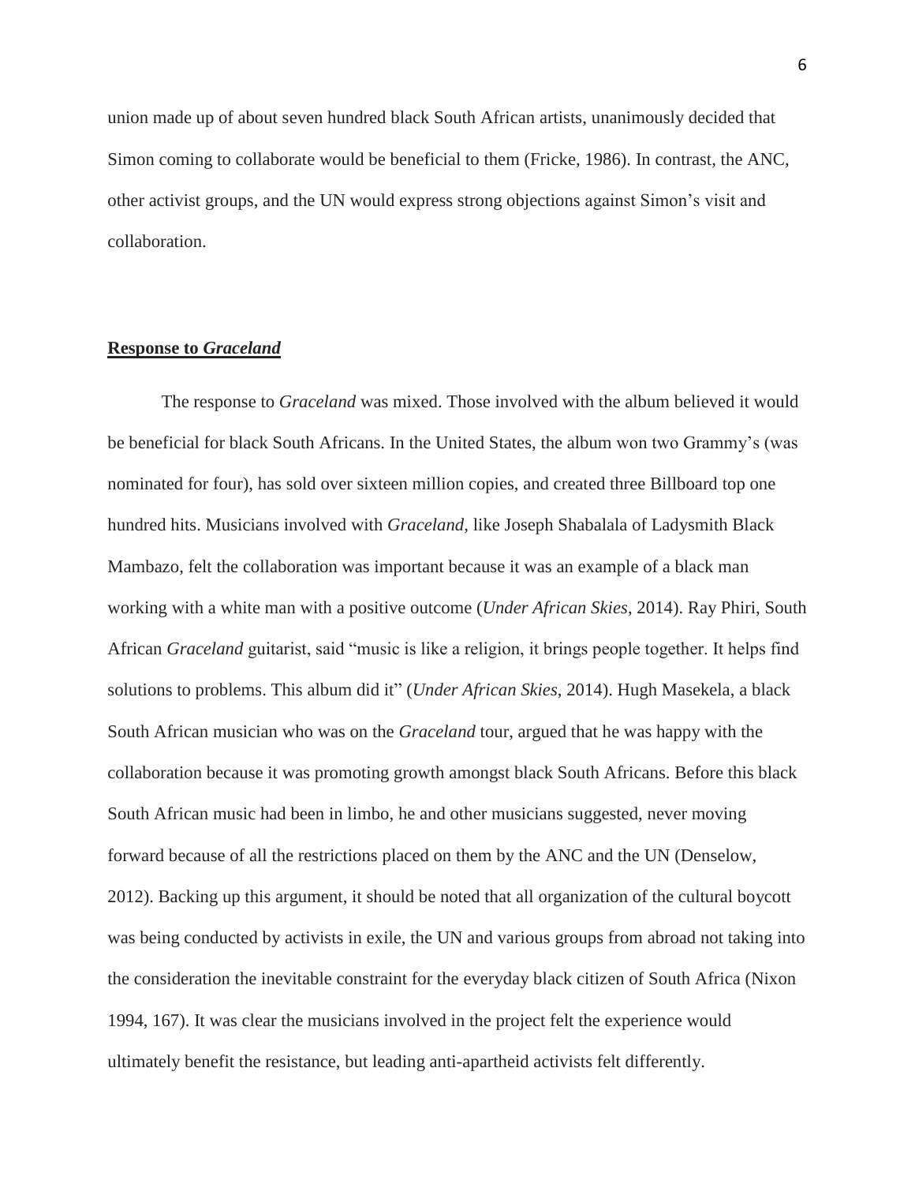union made up of about seven hundred black South African artists, unanimously decided that Simon coming to collaborate would be beneficial to them (Fricke, 1986). In contrast, the ANC, other activist groups, and the UN would express strong objections against Simon's visit and collaboration.

## **Response to *Graceland***

The response to *Graceland* was mixed. Those involved with the album believed it would be beneficial for black South Africans. In the United States, the album won two Grammy's (was nominated for four), has sold over sixteen million copies, and created three Billboard top one hundred hits. Musicians involved with *Graceland,* like Joseph Shabalala of Ladysmith Black Mambazo, felt the collaboration was important because it was an example of a black man working with a white man with a positive outcome (*Under African Skies*, 2014). Ray Phiri, South African *Graceland* guitarist, said "music is like a religion, it brings people together. It helps find solutions to problems. This album did it" (*Under African Skies*, 2014). Hugh Masekela, a black South African musician who was on the *Graceland* tour, argued that he was happy with the collaboration because it was promoting growth amongst black South Africans. Before this black South African music had been in limbo, he and other musicians suggested, never moving forward because of all the restrictions placed on them by the ANC and the UN (Denselow, 2012). Backing up this argument, it should be noted that all organization of the cultural boycott was being conducted by activists in exile, the UN and various groups from abroad not taking into the consideration the inevitable constraint for the everyday black citizen of South Africa (Nixon 1994, 167). It was clear the musicians involved in the project felt the experience would ultimately benefit the resistance, but leading anti-apartheid activists felt differently.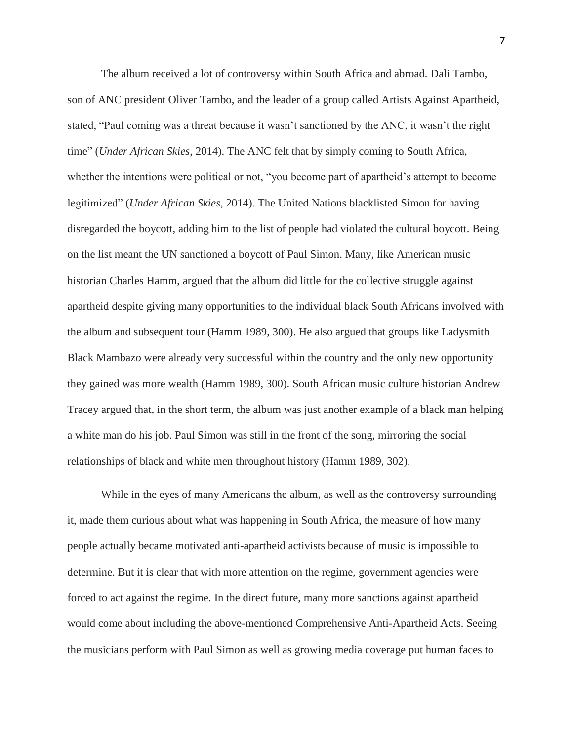The album received a lot of controversy within South Africa and abroad. Dali Tambo, son of ANC president Oliver Tambo, and the leader of a group called Artists Against Apartheid, stated, "Paul coming was a threat because it wasn't sanctioned by the ANC, it wasn't the right time" (*Under African Skies*, 2014). The ANC felt that by simply coming to South Africa, whether the intentions were political or not, "you become part of apartheid's attempt to become legitimized" (*Under African Skies*, 2014). The United Nations blacklisted Simon for having disregarded the boycott, adding him to the list of people had violated the cultural boycott. Being on the list meant the UN sanctioned a boycott of Paul Simon. Many, like American music historian Charles Hamm, argued that the album did little for the collective struggle against apartheid despite giving many opportunities to the individual black South Africans involved with the album and subsequent tour (Hamm 1989, 300). He also argued that groups like Ladysmith Black Mambazo were already very successful within the country and the only new opportunity they gained was more wealth (Hamm 1989, 300). South African music culture historian Andrew Tracey argued that, in the short term, the album was just another example of a black man helping a white man do his job. Paul Simon was still in the front of the song, mirroring the social relationships of black and white men throughout history (Hamm 1989, 302).

While in the eyes of many Americans the album, as well as the controversy surrounding it, made them curious about what was happening in South Africa, the measure of how many people actually became motivated anti-apartheid activists because of music is impossible to determine. But it is clear that with more attention on the regime, government agencies were forced to act against the regime. In the direct future, many more sanctions against apartheid would come about including the above-mentioned Comprehensive Anti-Apartheid Acts. Seeing the musicians perform with Paul Simon as well as growing media coverage put human faces to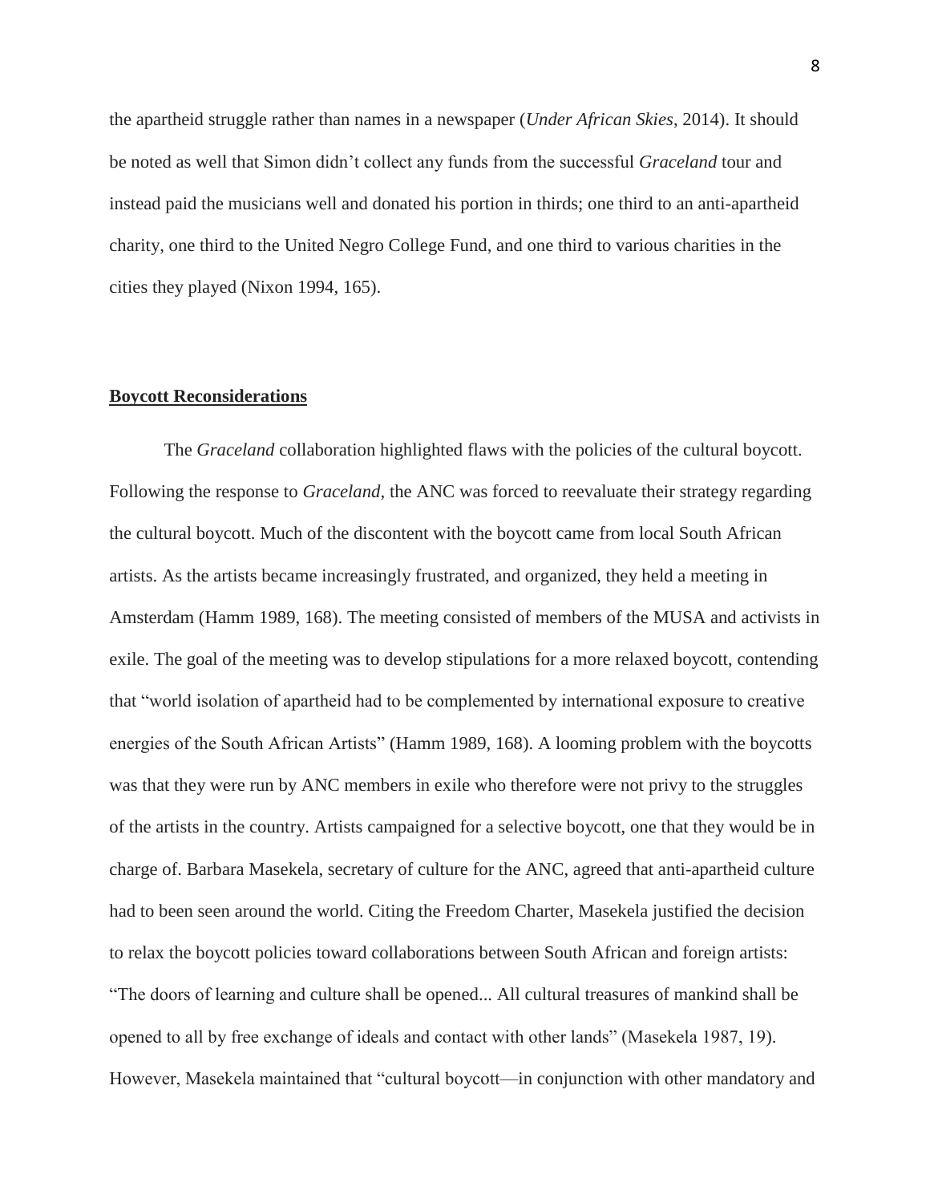the apartheid struggle rather than names in a newspaper (*Under African Skies*, 2014). It should be noted as well that Simon didn't collect any funds from the successful *Graceland* tour and instead paid the musicians well and donated his portion in thirds; one third to an anti-apartheid charity, one third to the United Negro College Fund, and one third to various charities in the cities they played (Nixon 1994, 165).

## Boycott Reconsiderations

The *Graceland* collaboration highlighted flaws with the policies of the cultural boycott. Following the response to *Graceland*, the ANC was forced to reevaluate their strategy regarding the cultural boycott. Much of the discontent with the boycott came from local South African artists. As the artists became increasingly frustrated, and organized, they held a meeting in Amsterdam (Hamm 1989, 168). The meeting consisted of members of the MUSA and activists in exile. The goal of the meeting was to develop stipulations for a more relaxed boycott, contending that "world isolation of apartheid had to be complemented by international exposure to creative energies of the South African Artists" (Hamm 1989, 168). A looming problem with the boycotts was that they were run by ANC members in exile who therefore were not privy to the struggles of the artists in the country. Artists campaigned for a selective boycott, one that they would be in charge of. Barbara Masekela, secretary of culture for the ANC, agreed that anti-apartheid culture had to been seen around the world. Citing the Freedom Charter, Masekela justified the decision to relax the boycott policies toward collaborations between South African and foreign artists: "The doors of learning and culture shall be opened... All cultural treasures of mankind shall be opened to all by free exchange of ideals and contact with other lands" (Masekela 1987, 19). However, Masekela maintained that "cultural boycott—in conjunction with other mandatory and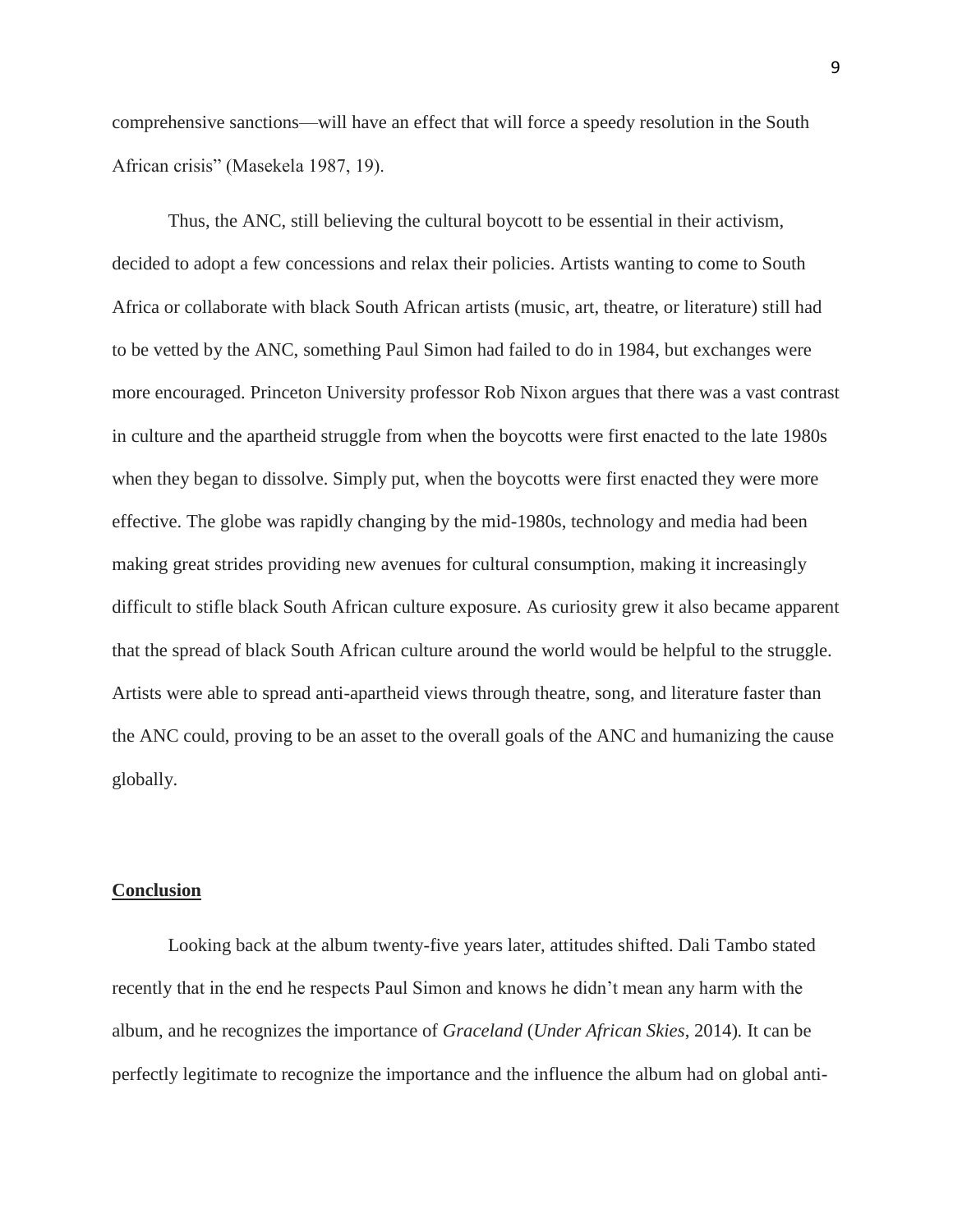comprehensive sanctions—will have an effect that will force a speedy resolution in the South African crisis" (Masekela 1987, 19).

Thus, the ANC, still believing the cultural boycott to be essential in their activism, decided to adopt a few concessions and relax their policies. Artists wanting to come to South Africa or collaborate with black South African artists (music, art, theatre, or literature) still had to be vetted by the ANC, something Paul Simon had failed to do in 1984, but exchanges were more encouraged. Princeton University professor Rob Nixon argues that there was a vast contrast in culture and the apartheid struggle from when the boycotts were first enacted to the late 1980s when they began to dissolve. Simply put, when the boycotts were first enacted they were more effective. The globe was rapidly changing by the mid-1980s, technology and media had been making great strides providing new avenues for cultural consumption, making it increasingly difficult to stifle black South African culture exposure. As curiosity grew it also became apparent that the spread of black South African culture around the world would be helpful to the struggle. Artists were able to spread anti-apartheid views through theatre, song, and literature faster than the ANC could, proving to be an asset to the overall goals of the ANC and humanizing the cause globally.

## Conclusion

Looking back at the album twenty-five years later, attitudes shifted. Dali Tambo stated recently that in the end he respects Paul Simon and knows he didn't mean any harm with the album, and he recognizes the importance of *Graceland* (*Under African Skies*, 2014)*.* It can be perfectly legitimate to recognize the importance and the influence the album had on global anti-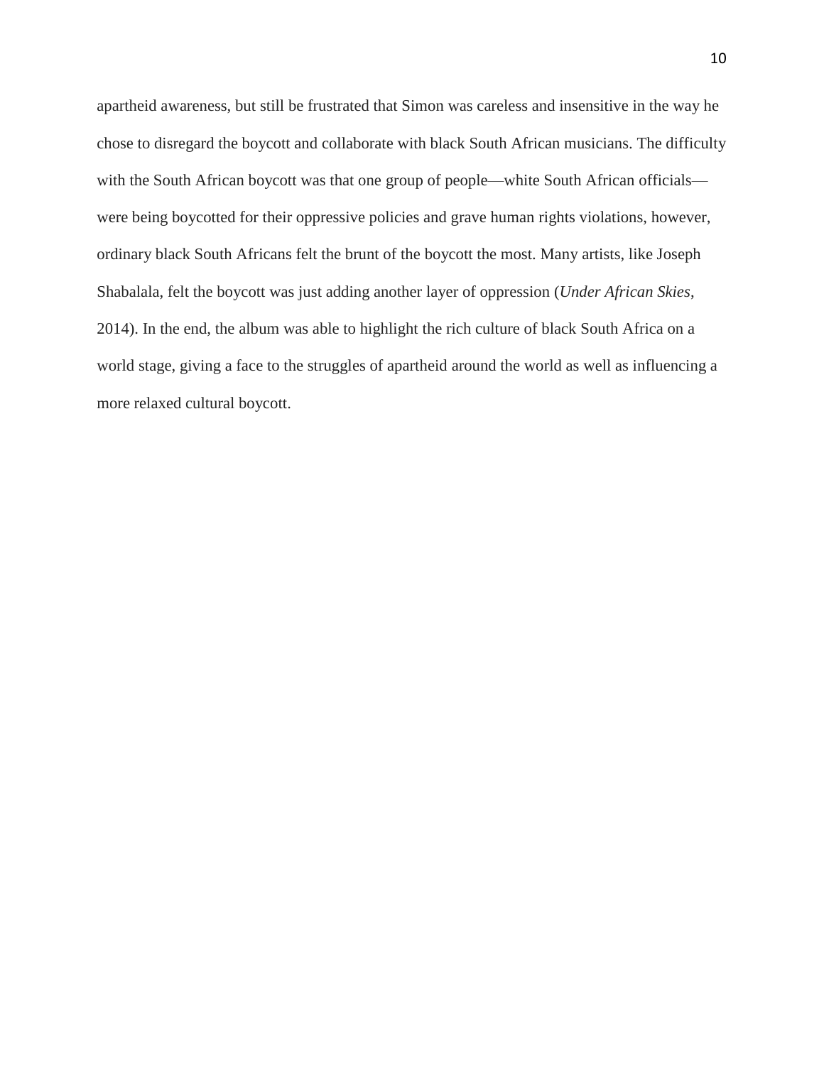apartheid awareness, but still be frustrated that Simon was careless and insensitive in the way he chose to disregard the boycott and collaborate with black South African musicians. The difficulty with the South African boycott was that one group of people—white South African officials—were being boycotted for their oppressive policies and grave human rights violations, however, ordinary black South Africans felt the brunt of the boycott the most. Many artists, like Joseph Shabalala, felt the boycott was just adding another layer of oppression (*Under African Skies*, 2014). In the end, the album was able to highlight the rich culture of black South Africa on a world stage, giving a face to the struggles of apartheid around the world as well as influencing a more relaxed cultural boycott.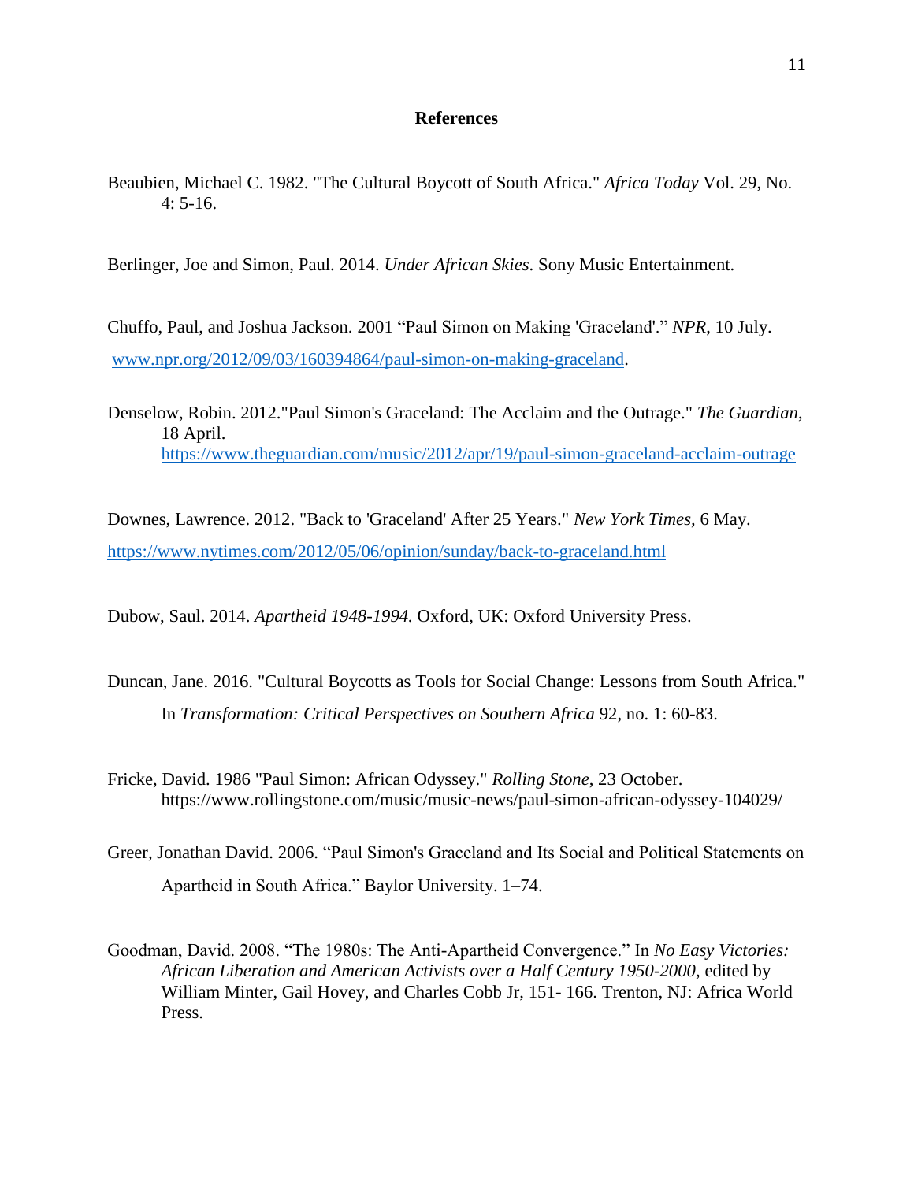## References

Beaubien, Michael C. 1982. "The Cultural Boycott of South Africa." *Africa Today* Vol. 29, No. 4: 5-16.

Berlinger, Joe and Simon, Paul. 2014. *Under African Skies*. Sony Music Entertainment.

Chuffo, Paul, and Joshua Jackson. 2001 "Paul Simon on Making 'Graceland'." *NPR*, 10 July. www.npr.org/2012/09/03/160394864/paul-simon-on-making-graceland.

Denselow, Robin. 2012."Paul Simon's Graceland: The Acclaim and the Outrage." *The Guardian*, 18 April. https://www.theguardian.com/music/2012/apr/19/paul-simon-graceland-acclaim-outrage

Downes, Lawrence. 2012. "Back to 'Graceland' After 25 Years." *New York Times*, 6 May. https://www.nytimes.com/2012/05/06/opinion/sunday/back-to-graceland.html

Dubow, Saul. 2014. *Apartheid 1948-1994.* Oxford, UK: Oxford University Press.

Duncan, Jane. 2016. "Cultural Boycotts as Tools for Social Change: Lessons from South Africa." In *Transformation: Critical Perspectives on Southern Africa* 92, no. 1: 60-83.

Fricke, David. 1986 "Paul Simon: African Odyssey." *Rolling Stone*, 23 October. https://www.rollingstone.com/music/music-news/paul-simon-african-odyssey-104029/

Greer, Jonathan David. 2006. "Paul Simon's Graceland and Its Social and Political Statements on Apartheid in South Africa." Baylor University. 1–74.

Goodman, David. 2008. "The 1980s: The Anti-Apartheid Convergence." In *No Easy Victories: African Liberation and American Activists over a Half Century 1950-2000,* edited by William Minter, Gail Hovey, and Charles Cobb Jr, 151- 166. Trenton, NJ: Africa World Press.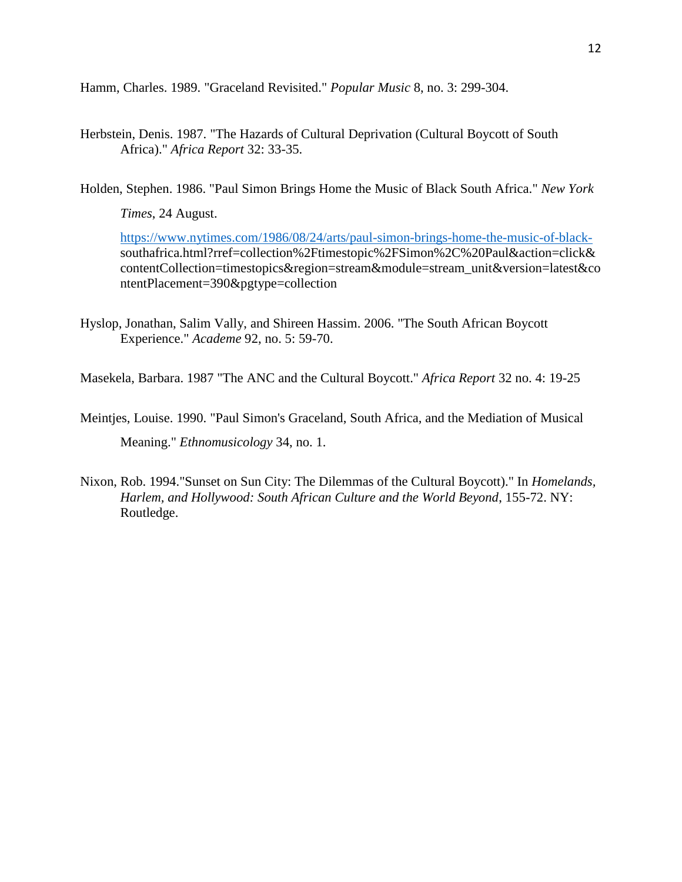Hamm, Charles. 1989. "Graceland Revisited." *Popular Music* 8, no. 3: 299-304.

Herbstein, Denis. 1987. "The Hazards of Cultural Deprivation (Cultural Boycott of South Africa)." *Africa Report* 32: 33-35.

Holden, Stephen. 1986. "Paul Simon Brings Home the Music of Black South Africa." *New York Times*, 24 August.

https://www.nytimes.com/1986/08/24/arts/paul-simon-brings-home-the-music-of-black-southafrica.html?rref=collection%2Ftimestopic%2FSimon%2C%20Paul&action=click&contentCollection=timestopics&region=stream&module=stream_unit&version=latest&contentPlacement=390&pgtype=collection

Hyslop, Jonathan, Salim Vally, and Shireen Hassim. 2006. "The South African Boycott Experience." *Academe* 92, no. 5: 59-70.

Masekela, Barbara. 1987 "The ANC and the Cultural Boycott." *Africa Report* 32 no. 4: 19-25

Meintjes, Louise. 1990. "Paul Simon's Graceland, South Africa, and the Mediation of Musical Meaning." *Ethnomusicology* 34, no. 1.

Nixon, Rob. 1994."Sunset on Sun City: The Dilemmas of the Cultural Boycott)." In *Homelands, Harlem, and Hollywood: South African Culture and the World Beyond*, 155-72. NY: Routledge.